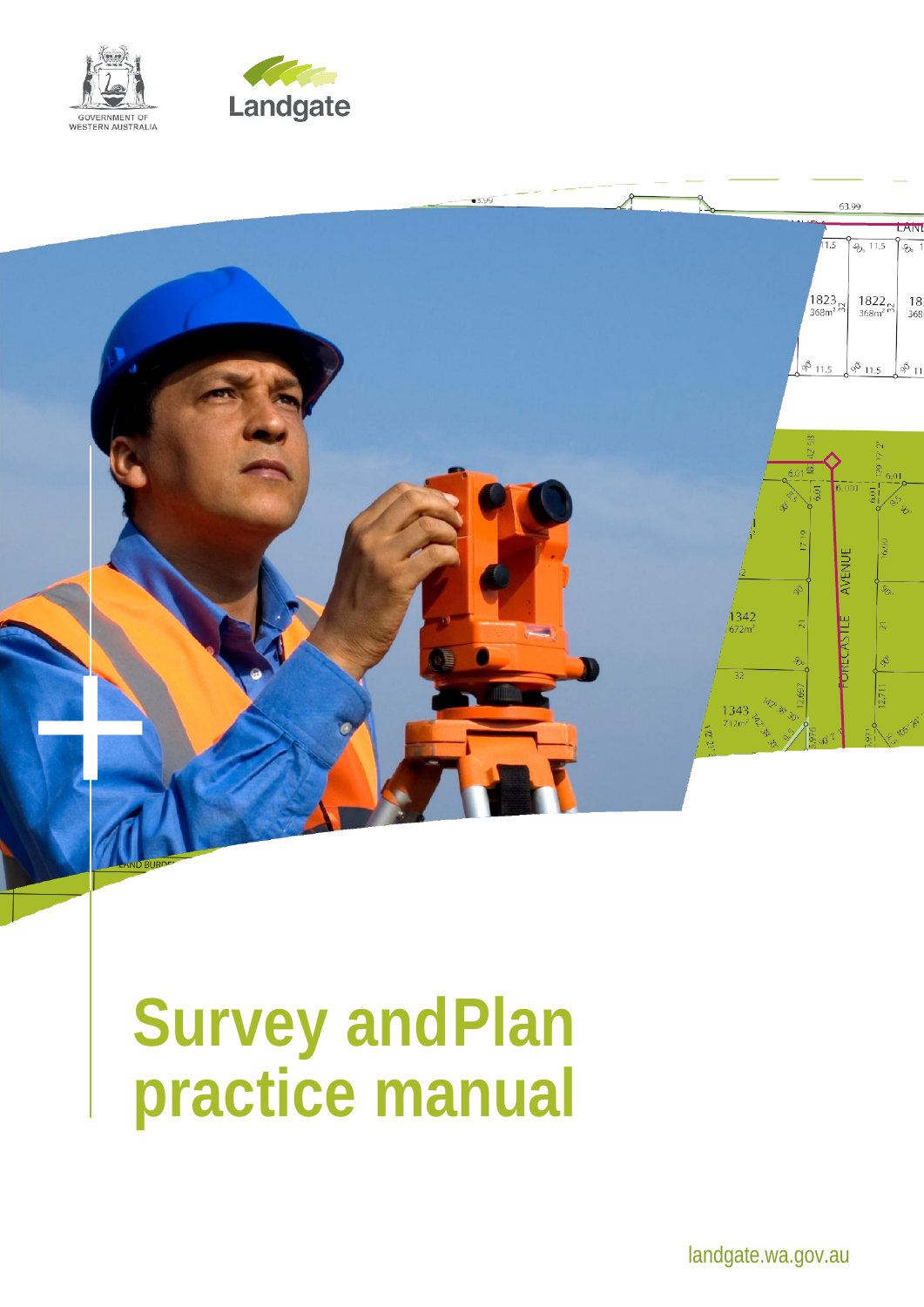GOVERNMENT OF WESTERN AUSTRALIA

Landgate

# Survey andPlan practice manual

landgate.wa.gov.au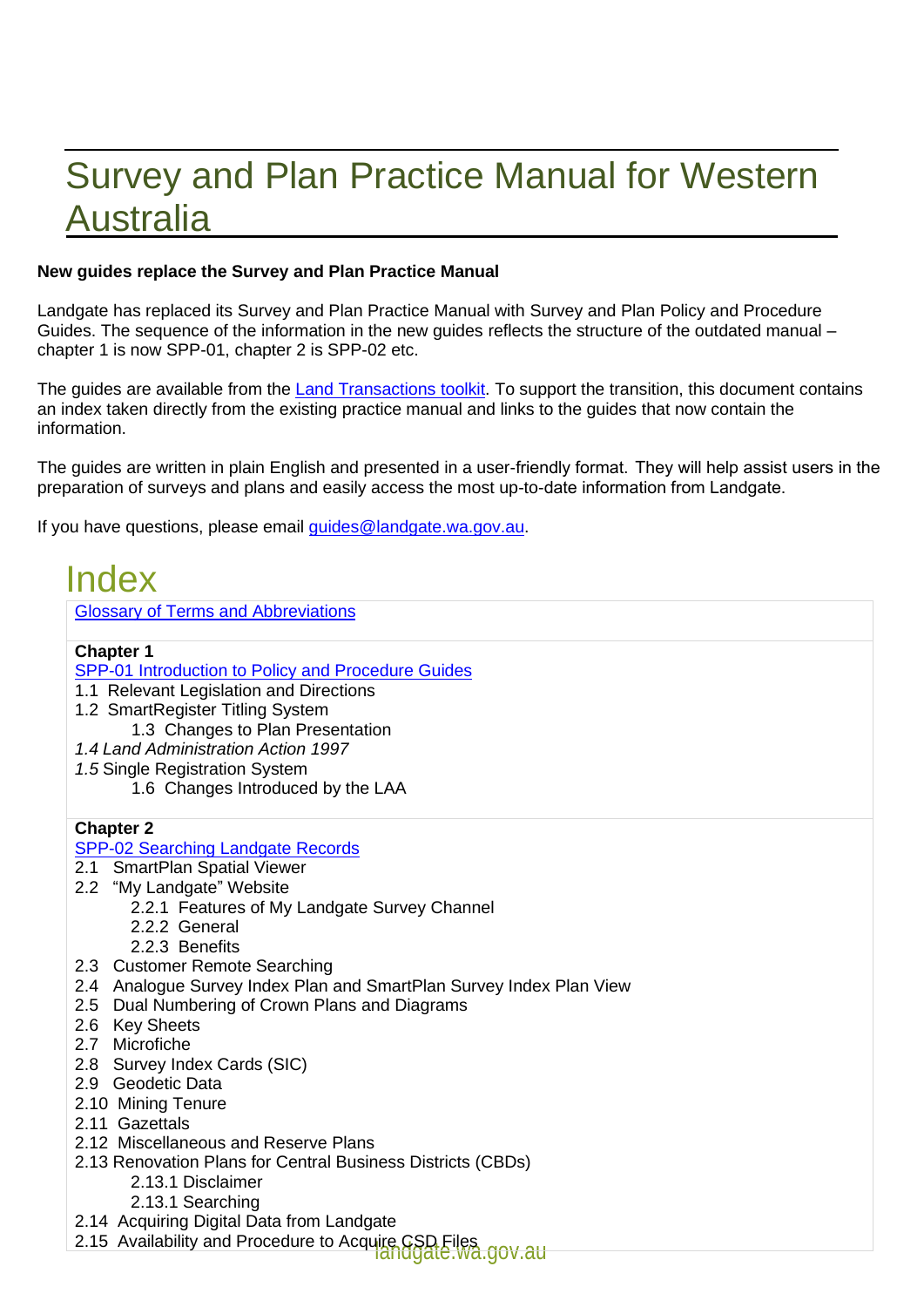# Survey and Plan Practice Manual for Western Australia

**New guides replace the Survey and Plan Practice Manual**

Landgate has replaced its Survey and Plan Practice Manual with Survey and Plan Policy and Procedure Guides. The sequence of the information in the new guides reflects the structure of the outdated manual – chapter 1 is now SPP-01, chapter 2 is SPP-02 etc.

The guides are available from the Land Transactions toolkit. To support the transition, this document contains an index taken directly from the existing practice manual and links to the guides that now contain the information.

The guides are written in plain English and presented in a user-friendly format. They will help assist users in the preparation of surveys and plans and easily access the most up-to-date information from Landgate.

If you have questions, please email guides@landgate.wa.gov.au.

# Index

Glossary of Terms and Abbreviations

**Chapter 1**

SPP-01 Introduction to Policy and Procedure Guides

- 1.1 Relevant Legislation and Directions
- 1.2 SmartRegister Titling System
    - 1.3 Changes to Plan Presentation
- *1.4 Land Administration Action 1997*
- *1.5* Single Registration System
    - 1.6 Changes Introduced by the LAA

**Chapter 2**

SPP-02 Searching Landgate Records

- 2.1 SmartPlan Spatial Viewer
- 2.2 "My Landgate" Website
    - 2.2.1 Features of My Landgate Survey Channel
    - 2.2.2 General
    - 2.2.3 Benefits
- 2.3 Customer Remote Searching
- 2.4 Analogue Survey Index Plan and SmartPlan Survey Index Plan View
- 2.5 Dual Numbering of Crown Plans and Diagrams
- 2.6 Key Sheets
- 2.7 Microfiche
- 2.8 Survey Index Cards (SIC)
- 2.9 Geodetic Data
- 2.10 Mining Tenure
- 2.11 Gazettals
- 2.12 Miscellaneous and Reserve Plans
- 2.13 Renovation Plans for Central Business Districts (CBDs)
    - 2.13.1 Disclaimer
    - 2.13.1 Searching
- 2.14 Acquiring Digital Data from Landgate
- 2.15 Availability and Procedure to Acquire CSD Files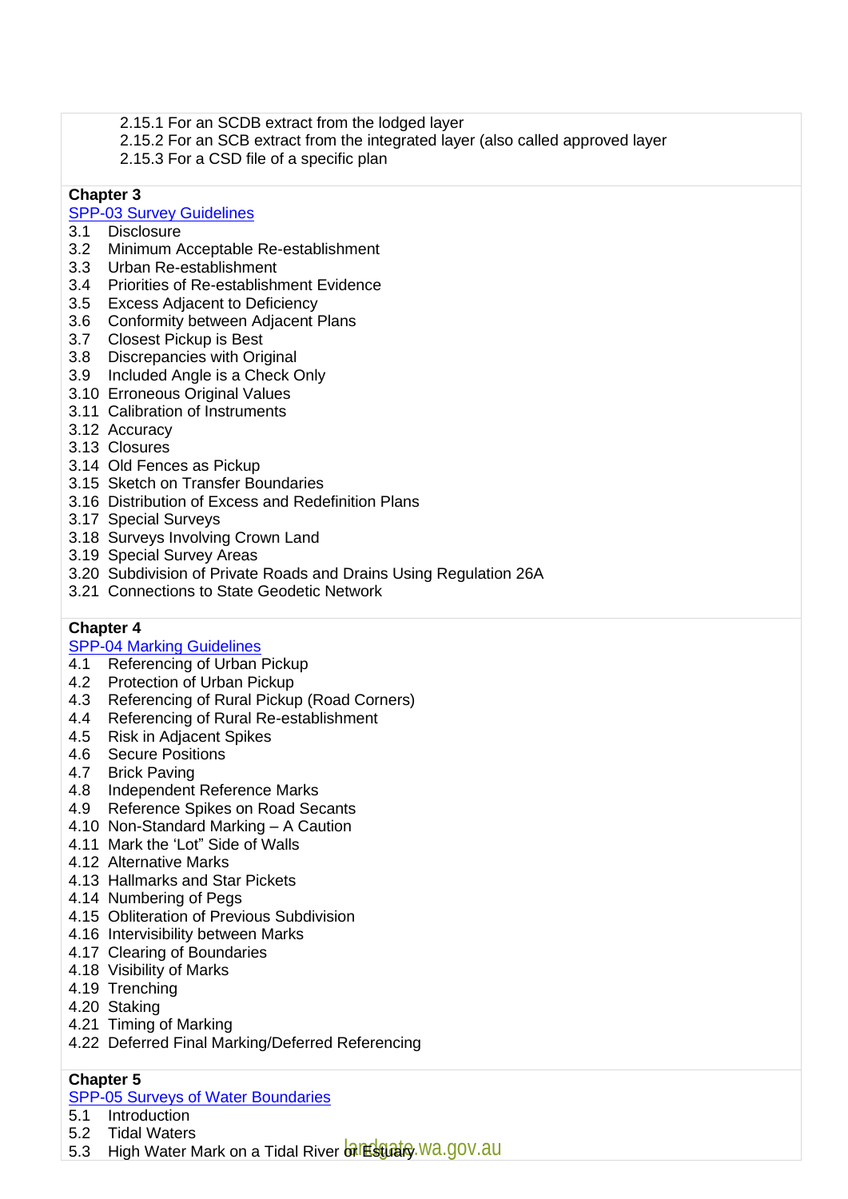2.15.1 For an SCDB extract from the lodged layer
2.15.2 For an SCB extract from the integrated layer (also called approved layer
2.15.3 For a CSD file of a specific plan

**Chapter 3**

SPP-03 Survey Guidelines

3.1 Disclosure
3.2 Minimum Acceptable Re-establishment
3.3 Urban Re-establishment
3.4 Priorities of Re-establishment Evidence
3.5 Excess Adjacent to Deficiency
3.6 Conformity between Adjacent Plans
3.7 Closest Pickup is Best
3.8 Discrepancies with Original
3.9 Included Angle is a Check Only
3.10 Erroneous Original Values
3.11 Calibration of Instruments
3.12 Accuracy
3.13 Closures
3.14 Old Fences as Pickup
3.15 Sketch on Transfer Boundaries
3.16 Distribution of Excess and Redefinition Plans
3.17 Special Surveys
3.18 Surveys Involving Crown Land
3.19 Special Survey Areas
3.20 Subdivision of Private Roads and Drains Using Regulation 26A
3.21 Connections to State Geodetic Network

**Chapter 4**

SPP-04 Marking Guidelines

4.1 Referencing of Urban Pickup
4.2 Protection of Urban Pickup
4.3 Referencing of Rural Pickup (Road Corners)
4.4 Referencing of Rural Re-establishment
4.5 Risk in Adjacent Spikes
4.6 Secure Positions
4.7 Brick Paving
4.8 Independent Reference Marks
4.9 Reference Spikes on Road Secants
4.10 Non-Standard Marking – A Caution
4.11 Mark the 'Lot" Side of Walls
4.12 Alternative Marks
4.13 Hallmarks and Star Pickets
4.14 Numbering of Pegs
4.15 Obliteration of Previous Subdivision
4.16 Intervisibility between Marks
4.17 Clearing of Boundaries
4.18 Visibility of Marks
4.19 Trenching
4.20 Staking
4.21 Timing of Marking
4.22 Deferred Final Marking/Deferred Referencing

**Chapter 5**

SPP-05 Surveys of Water Boundaries

5.1 Introduction
5.2 Tidal Waters
5.3 High Water Mark on a Tidal River or Estuary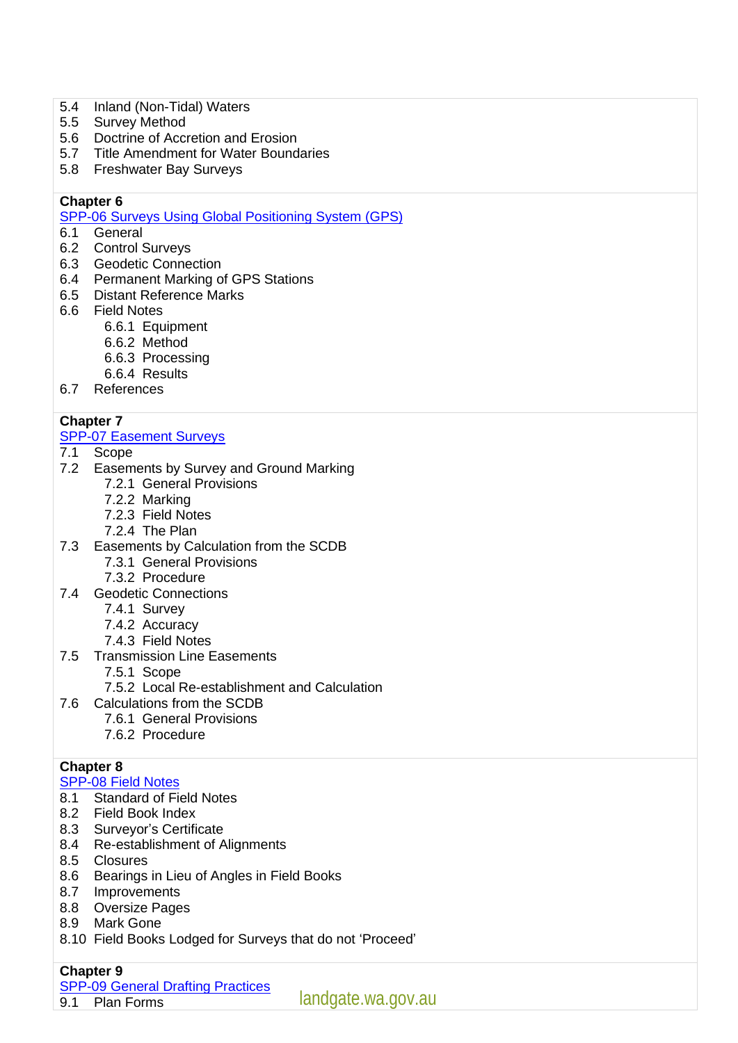5.4 Inland (Non-Tidal) Waters
5.5 Survey Method
5.6 Doctrine of Accretion and Erosion
5.7 Title Amendment for Water Boundaries
5.8 Freshwater Bay Surveys

**Chapter 6**
SPP-06 Surveys Using Global Positioning System (GPS)
6.1 General
6.2 Control Surveys
6.3 Geodetic Connection
6.4 Permanent Marking of GPS Stations
6.5 Distant Reference Marks
6.6 Field Notes
- 6.6.1 Equipment
- 6.6.2 Method
- 6.6.3 Processing
- 6.6.4 Results

6.7 References

**Chapter 7**
SPP-07 Easement Surveys
7.1 Scope
7.2 Easements by Survey and Ground Marking
- 7.2.1 General Provisions
- 7.2.2 Marking
- 7.2.3 Field Notes
- 7.2.4 The Plan

7.3 Easements by Calculation from the SCDB
- 7.3.1 General Provisions
- 7.3.2 Procedure

7.4 Geodetic Connections
- 7.4.1 Survey
- 7.4.2 Accuracy
- 7.4.3 Field Notes

7.5 Transmission Line Easements
- 7.5.1 Scope
- 7.5.2 Local Re-establishment and Calculation

7.6 Calculations from the SCDB
- 7.6.1 General Provisions
- 7.6.2 Procedure

**Chapter 8**
SPP-08 Field Notes
8.1 Standard of Field Notes
8.2 Field Book Index
8.3 Surveyor's Certificate
8.4 Re-establishment of Alignments
8.5 Closures
8.6 Bearings in Lieu of Angles in Field Books
8.7 Improvements
8.8 Oversize Pages
8.9 Mark Gone
8.10 Field Books Lodged for Surveys that do not 'Proceed'

**Chapter 9**
SPP-09 General Drafting Practices
9.1 Plan Forms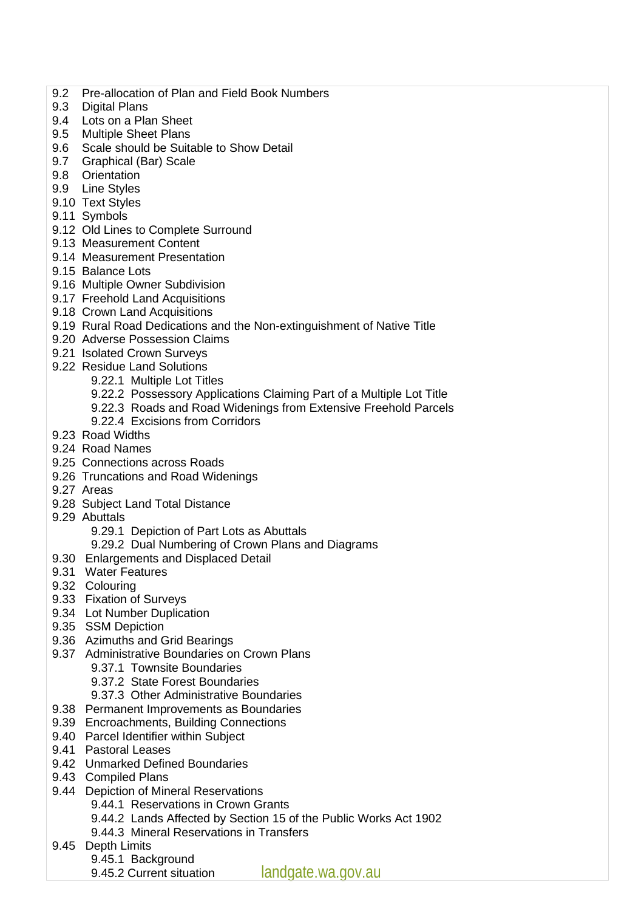- 9.2 Pre-allocation of Plan and Field Book Numbers
- 9.3 Digital Plans
- 9.4 Lots on a Plan Sheet
- 9.5 Multiple Sheet Plans
- 9.6 Scale should be Suitable to Show Detail
- 9.7 Graphical (Bar) Scale
- 9.8 Orientation
- 9.9 Line Styles
- 9.10 Text Styles
- 9.11 Symbols
- 9.12 Old Lines to Complete Surround
- 9.13 Measurement Content
- 9.14 Measurement Presentation
- 9.15 Balance Lots
- 9.16 Multiple Owner Subdivision
- 9.17 Freehold Land Acquisitions
- 9.18 Crown Land Acquisitions
- 9.19 Rural Road Dedications and the Non-extinguishment of Native Title
- 9.20 Adverse Possession Claims
- 9.21 Isolated Crown Surveys
- 9.22 Residue Land Solutions
  - 9.22.1 Multiple Lot Titles
  - 9.22.2 Possessory Applications Claiming Part of a Multiple Lot Title
  - 9.22.3 Roads and Road Widenings from Extensive Freehold Parcels
  - 9.22.4 Excisions from Corridors
- 9.23 Road Widths
- 9.24 Road Names
- 9.25 Connections across Roads
- 9.26 Truncations and Road Widenings
- 9.27 Areas
- 9.28 Subject Land Total Distance
- 9.29 Abuttals
  - 9.29.1 Depiction of Part Lots as Abuttals
  - 9.29.2 Dual Numbering of Crown Plans and Diagrams
- 9.30 Enlargements and Displaced Detail
- 9.31 Water Features
- 9.32 Colouring
- 9.33 Fixation of Surveys
- 9.34 Lot Number Duplication
- 9.35 SSM Depiction
- 9.36 Azimuths and Grid Bearings
- 9.37 Administrative Boundaries on Crown Plans
  - 9.37.1 Townsite Boundaries
  - 9.37.2 State Forest Boundaries
  - 9.37.3 Other Administrative Boundaries
- 9.38 Permanent Improvements as Boundaries
- 9.39 Encroachments, Building Connections
- 9.40 Parcel Identifier within Subject
- 9.41 Pastoral Leases
- 9.42 Unmarked Defined Boundaries
- 9.43 Compiled Plans
- 9.44 Depiction of Mineral Reservations
  - 9.44.1 Reservations in Crown Grants
  - 9.44.2 Lands Affected by Section 15 of the Public Works Act 1902
  - 9.44.3 Mineral Reservations in Transfers
- 9.45 Depth Limits
  - 9.45.1 Background
  - 9.45.2 Current situation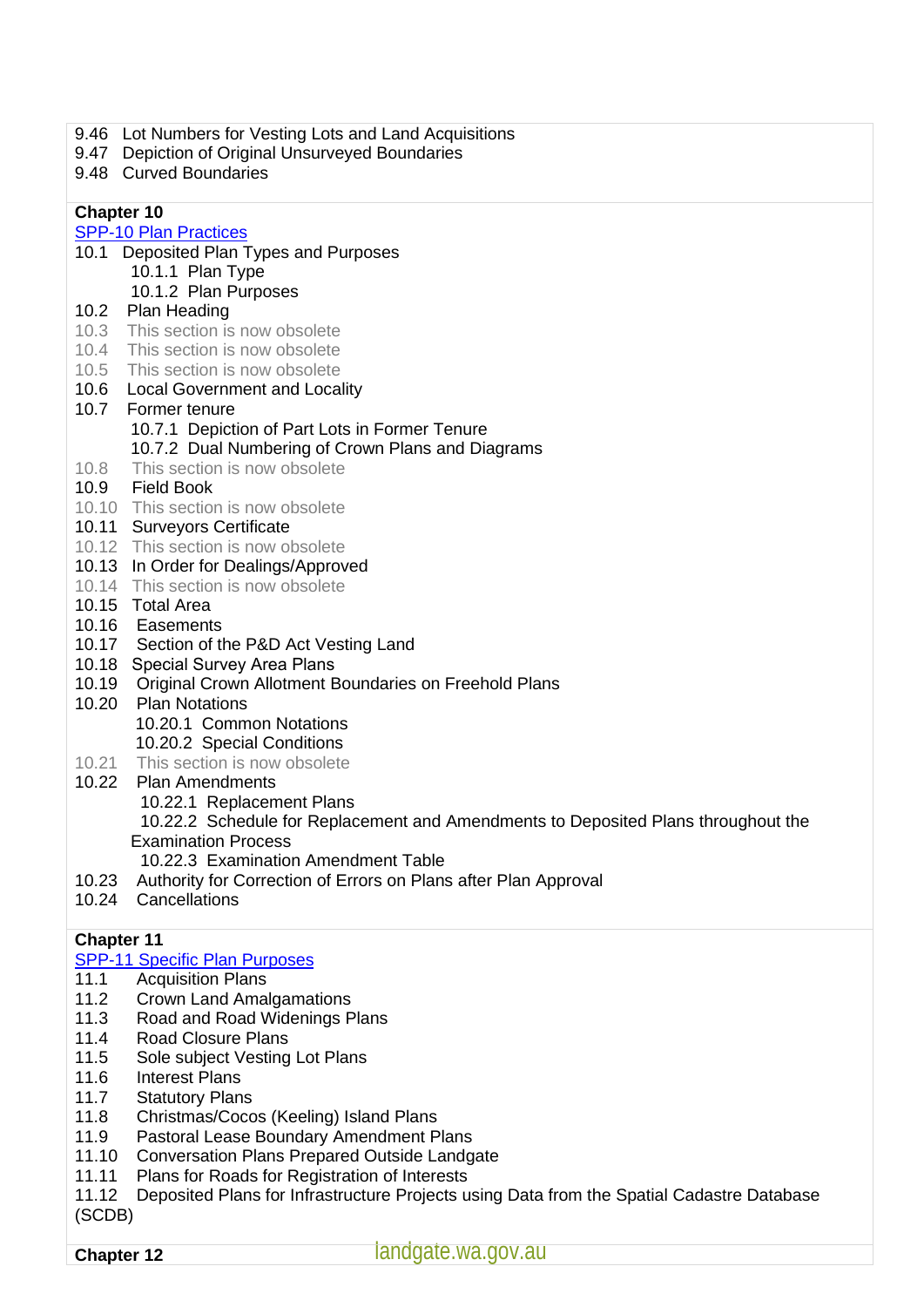9.46 Lot Numbers for Vesting Lots and Land Acquisitions
9.47 Depiction of Original Unsurveyed Boundaries
9.48 Curved Boundaries

**Chapter 10**

SPP-10 Plan Practices

10.1 Deposited Plan Types and Purposes
  10.1.1 Plan Type
  10.1.2 Plan Purposes
10.2 Plan Heading
10.3 This section is now obsolete
10.4 This section is now obsolete
10.5 This section is now obsolete
10.6 Local Government and Locality
10.7 Former tenure
  10.7.1 Depiction of Part Lots in Former Tenure
  10.7.2 Dual Numbering of Crown Plans and Diagrams
10.8 This section is now obsolete
10.9 Field Book
10.10 This section is now obsolete
10.11 Surveyors Certificate
10.12 This section is now obsolete
10.13 In Order for Dealings/Approved
10.14 This section is now obsolete
10.15 Total Area
10.16 Easements
10.17 Section of the P&D Act Vesting Land
10.18 Special Survey Area Plans
10.19 Original Crown Allotment Boundaries on Freehold Plans
10.20 Plan Notations
  10.20.1 Common Notations
  10.20.2 Special Conditions
10.21 This section is now obsolete
10.22 Plan Amendments
  10.22.1 Replacement Plans
  10.22.2 Schedule for Replacement and Amendments to Deposited Plans throughout the Examination Process
  10.22.3 Examination Amendment Table
10.23 Authority for Correction of Errors on Plans after Plan Approval
10.24 Cancellations

**Chapter 11**

SPP-11 Specific Plan Purposes

11.1 Acquisition Plans
11.2 Crown Land Amalgamations
11.3 Road and Road Widenings Plans
11.4 Road Closure Plans
11.5 Sole subject Vesting Lot Plans
11.6 Interest Plans
11.7 Statutory Plans
11.8 Christmas/Cocos (Keeling) Island Plans
11.9 Pastoral Lease Boundary Amendment Plans
11.10 Conversation Plans Prepared Outside Landgate
11.11 Plans for Roads for Registration of Interests
11.12 Deposited Plans for Infrastructure Projects using Data from the Spatial Cadastre Database (SCDB)

**Chapter 12**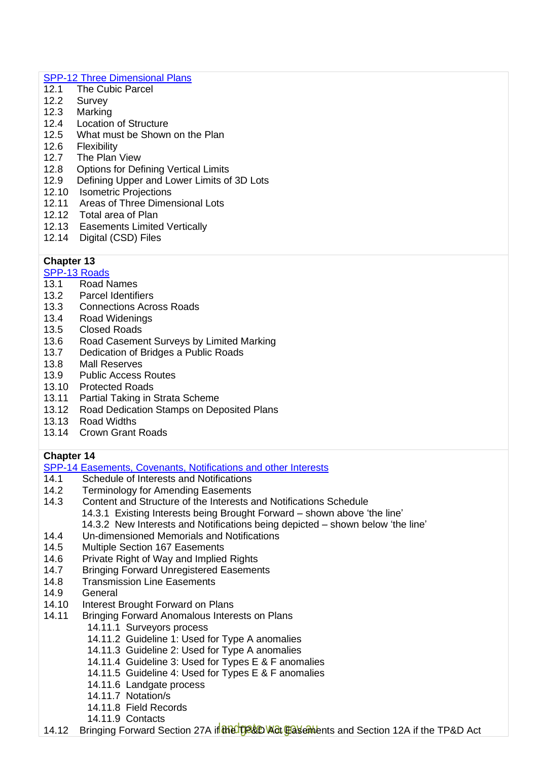[SPP-12 Three Dimensional Plans]

12.1 The Cubic Parcel
12.2 Survey
12.3 Marking
12.4 Location of Structure
12.5 What must be Shown on the Plan
12.6 Flexibility
12.7 The Plan View
12.8 Options for Defining Vertical Limits
12.9 Defining Upper and Lower Limits of 3D Lots
12.10 Isometric Projections
12.11 Areas of Three Dimensional Lots
12.12 Total area of Plan
12.13 Easements Limited Vertically
12.14 Digital (CSD) Files

**Chapter 13**

[SPP-13 Roads]

13.1 Road Names
13.2 Parcel Identifiers
13.3 Connections Across Roads
13.4 Road Widenings
13.5 Closed Roads
13.6 Road Casement Surveys by Limited Marking
13.7 Dedication of Bridges a Public Roads
13.8 Mall Reserves
13.9 Public Access Routes
13.10 Protected Roads
13.11 Partial Taking in Strata Scheme
13.12 Road Dedication Stamps on Deposited Plans
13.13 Road Widths
13.14 Crown Grant Roads

**Chapter 14**

[SPP-14 Easements, Covenants, Notifications and other Interests]

14.1 Schedule of Interests and Notifications
14.2 Terminology for Amending Easements
14.3 Content and Structure of the Interests and Notifications Schedule
 14.3.1 Existing Interests being Brought Forward – shown above 'the line'
 14.3.2 New Interests and Notifications being depicted – shown below 'the line'
14.4 Un-dimensioned Memorials and Notifications
14.5 Multiple Section 167 Easements
14.6 Private Right of Way and Implied Rights
14.7 Bringing Forward Unregistered Easements
14.8 Transmission Line Easements
14.9 General
14.10 Interest Brought Forward on Plans
14.11 Bringing Forward Anomalous Interests on Plans
 14.11.1 Surveyors process
 14.11.2 Guideline 1: Used for Type A anomalies
 14.11.3 Guideline 2: Used for Type A anomalies
 14.11.4 Guideline 3: Used for Types E & F anomalies
 14.11.5 Guideline 4: Used for Types E & F anomalies
 14.11.6 Landgate process
 14.11.7 Notation/s
 14.11.8 Field Records
 14.11.9 Contacts
14.12 Bringing Forward Section 27A if the TP&D Act Easements and Section 12A if the TP&D Act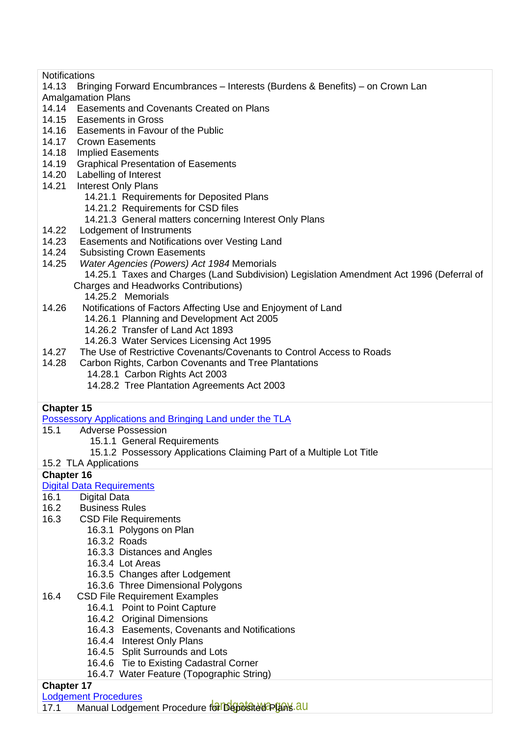Notifications

14.13 Bringing Forward Encumbrances – Interests (Burdens & Benefits) – on Crown Lan Amalgamation Plans

14.14 Easements and Covenants Created on Plans

14.15 Easements in Gross

14.16 Easements in Favour of the Public

14.17 Crown Easements

14.18 Implied Easements

14.19 Graphical Presentation of Easements

14.20 Labelling of Interest

14.21 Interest Only Plans

- 14.21.1 Requirements for Deposited Plans
- 14.21.2 Requirements for CSD files
- 14.21.3 General matters concerning Interest Only Plans

14.22 Lodgement of Instruments

14.23 Easements and Notifications over Vesting Land

14.24 Subsisting Crown Easements

14.25 *Water Agencies (Powers) Act 1984* Memorials

- 14.25.1 Taxes and Charges (Land Subdivision) Legislation Amendment Act 1996 (Deferral of Charges and Headworks Contributions)
- 14.25.2 Memorials

14.26 Notifications of Factors Affecting Use and Enjoyment of Land

- 14.26.1 Planning and Development Act 2005
- 14.26.2 Transfer of Land Act 1893
- 14.26.3 Water Services Licensing Act 1995

14.27 The Use of Restrictive Covenants/Covenants to Control Access to Roads

14.28 Carbon Rights, Carbon Covenants and Tree Plantations

- 14.28.1 Carbon Rights Act 2003
- 14.28.2 Tree Plantation Agreements Act 2003

**Chapter 15**

Possessory Applications and Bringing Land under the TLA

15.1 Adverse Possession

- 15.1.1 General Requirements
- 15.1.2 Possessory Applications Claiming Part of a Multiple Lot Title

15.2 TLA Applications

**Chapter 16**

Digital Data Requirements

16.1 Digital Data

16.2 Business Rules

16.3 CSD File Requirements

- 16.3.1 Polygons on Plan
- 16.3.2 Roads
- 16.3.3 Distances and Angles
- 16.3.4 Lot Areas
- 16.3.5 Changes after Lodgement
- 16.3.6 Three Dimensional Polygons

16.4 CSD File Requirement Examples

- 16.4.1 Point to Point Capture
- 16.4.2 Original Dimensions
- 16.4.3 Easements, Covenants and Notifications
- 16.4.4 Interest Only Plans
- 16.4.5 Split Surrounds and Lots
- 16.4.6 Tie to Existing Cadastral Corner
- 16.4.7 Water Feature (Topographic String)

**Chapter 17**

Lodgement Procedures

17.1 Manual Lodgement Procedure for Deposited Plans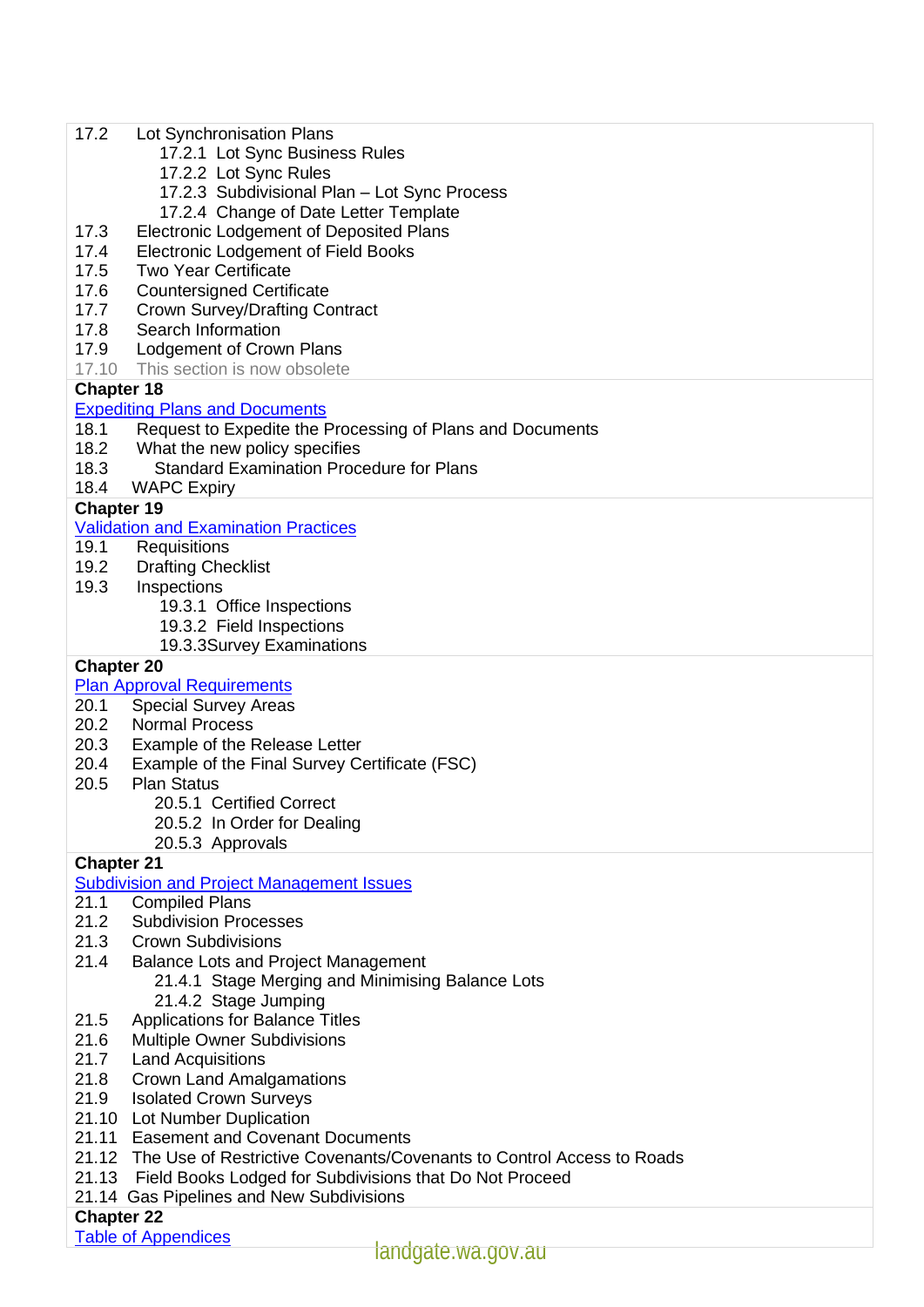17.2 Lot Synchronisation Plans
 17.2.1 Lot Sync Business Rules
 17.2.2 Lot Sync Rules
 17.2.3 Subdivisional Plan – Lot Sync Process
 17.2.4 Change of Date Letter Template
17.3 Electronic Lodgement of Deposited Plans
17.4 Electronic Lodgement of Field Books
17.5 Two Year Certificate
17.6 Countersigned Certificate
17.7 Crown Survey/Drafting Contract
17.8 Search Information
17.9 Lodgement of Crown Plans
17.10 This section is now obsolete

**Chapter 18**

Expediting Plans and Documents

18.1 Request to Expedite the Processing of Plans and Documents
18.2 What the new policy specifies
18.3 Standard Examination Procedure for Plans
18.4 WAPC Expiry

**Chapter 19**

Validation and Examination Practices

19.1 Requisitions
19.2 Drafting Checklist
19.3 Inspections
 19.3.1 Office Inspections
 19.3.2 Field Inspections
 19.3.3Survey Examinations

**Chapter 20**

Plan Approval Requirements

20.1 Special Survey Areas
20.2 Normal Process
20.3 Example of the Release Letter
20.4 Example of the Final Survey Certificate (FSC)
20.5 Plan Status
 20.5.1 Certified Correct
 20.5.2 In Order for Dealing
 20.5.3 Approvals

**Chapter 21**

Subdivision and Project Management Issues

21.1 Compiled Plans
21.2 Subdivision Processes
21.3 Crown Subdivisions
21.4 Balance Lots and Project Management
 21.4.1 Stage Merging and Minimising Balance Lots
 21.4.2 Stage Jumping
21.5 Applications for Balance Titles
21.6 Multiple Owner Subdivisions
21.7 Land Acquisitions
21.8 Crown Land Amalgamations
21.9 Isolated Crown Surveys
21.10 Lot Number Duplication
21.11 Easement and Covenant Documents
21.12 The Use of Restrictive Covenants/Covenants to Control Access to Roads
21.13 Field Books Lodged for Subdivisions that Do Not Proceed
21.14 Gas Pipelines and New Subdivisions

**Chapter 22**

Table of Appendices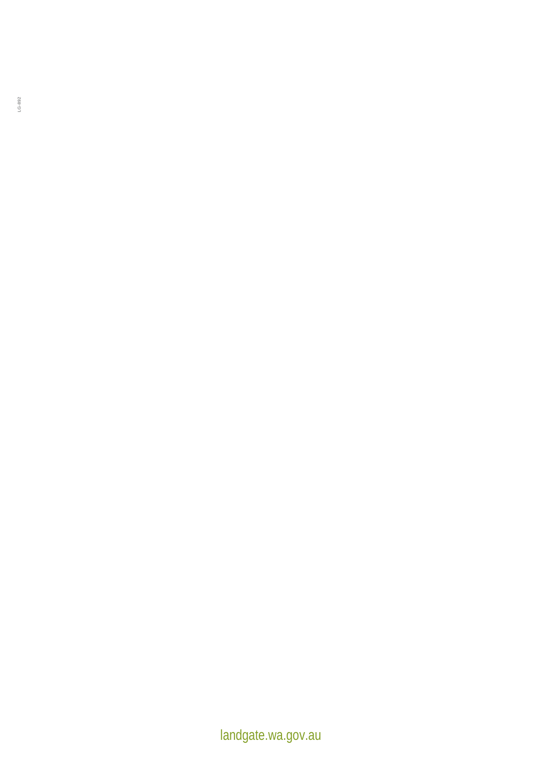LG-892

landgate.wa.gov.au